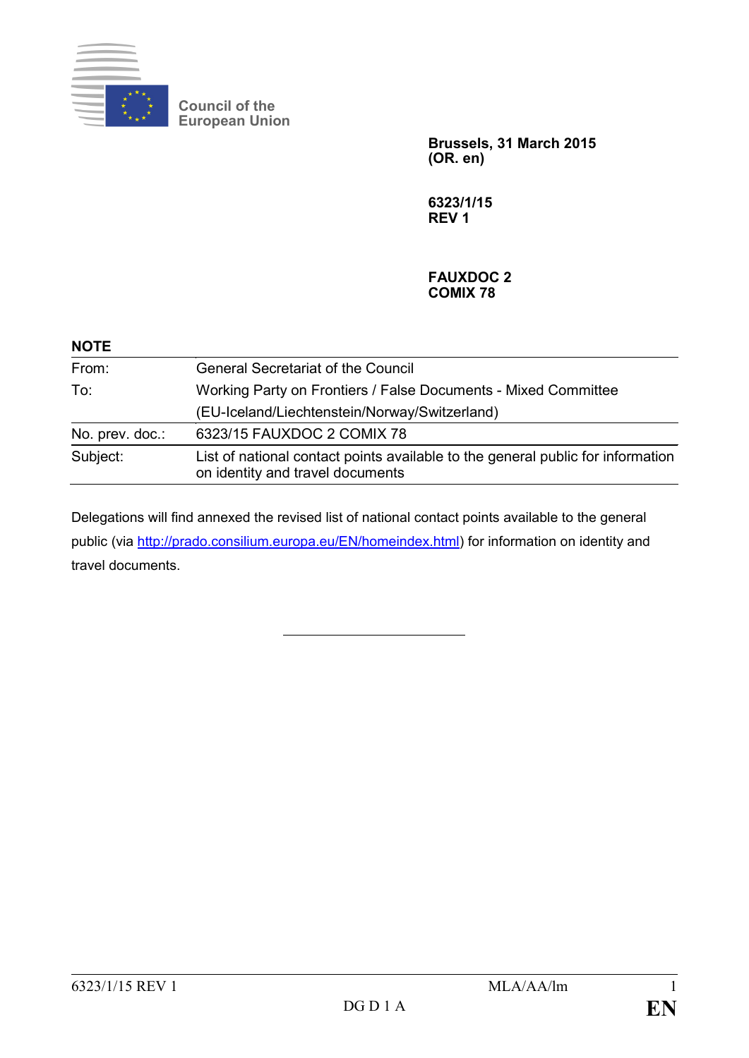Council of the European Union

**Brussels, 31 March 2015**
**(OR. en)**

**6323/1/15**
**REV 1**

**FAUXDOC 2**
**COMIX 78**

**NOTE**

| | |
|---|---|
| From: | General Secretariat of the Council |
| To: | Working Party on Frontiers / False Documents - Mixed Committee (EU-Iceland/Liechtenstein/Norway/Switzerland) |
| No. prev. doc.: | 6323/15 FAUXDOC 2 COMIX 78 |
| Subject: | List of national contact points available to the general public for information on identity and travel documents |

Delegations will find annexed the revised list of national contact points available to the general public (via http://prado.consilium.europa.eu/EN/homeindex.html) for information on identity and travel documents.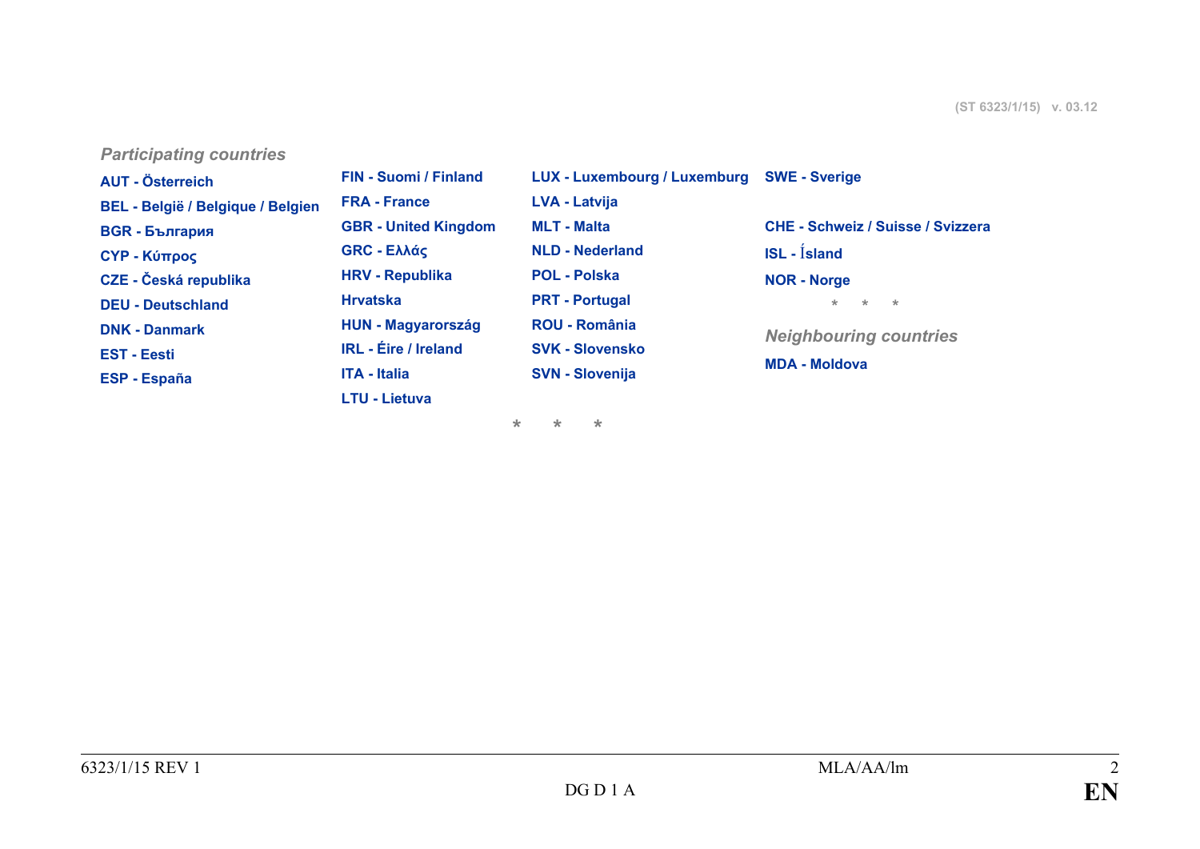(ST 6323/1/15) v. 03.12

*Participating countries*

AUT - Österreich
BEL - België / Belgique / Belgien
BGR - България
CYP - Κύπρος
CZE - Česká republika
DEU - Deutschland
DNK - Danmark
EST - Eesti
ESP - España
FIN - Suomi / Finland
FRA - France
GBR - United Kingdom
GRC - Ελλάς
HRV - Republika Hrvatska
HUN - Magyarország
IRL - Éire / Ireland
ITA - Italia
LTU - Lietuva
LUX - Luxembourg / Luxemburg
LVA - Latvija
MLT - Malta
NLD - Nederland
POL - Polska
PRT - Portugal
ROU - România
SVK - Slovensko
SVN - Slovenija
SWE - Sverige

CHE - Schweiz / Suisse / Svizzera
ISL - Ísland
NOR - Norge

\* \* \*

*Neighbouring countries*

MDA - Moldova

\* \* \*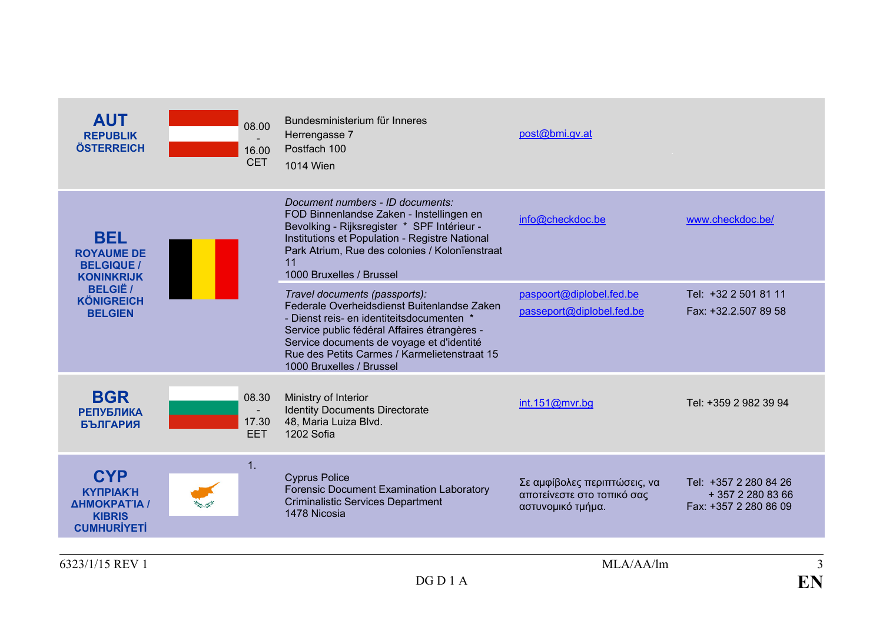| Country | Flag | Hours | Address | E-mail | Website / Tel / Fax |
|---|---|---|---|---|---|
| **AUT** REPUBLIK ÖSTERREICH | | 08.00 - 16.00 CET | Bundesministerium für Inneres Herrengasse 7 Postfach 100 1014 Wien | post@bmi.gv.at | |
| **BEL** ROYAUME DE BELGIQUE / KONINKRIJK BELGIË / KÖNIGREICH BELGIEN | | | *Document numbers - ID documents:* FOD Binnenlandse Zaken - Instellingen en Bevolking - Rijksregister * SPF Intérieur - Institutions et Population - Registre National Park Atrium, Rue des colonies / Koloniënstraat 11 1000 Bruxelles / Brussel | info@checkdoc.be | www.checkdoc.be/ |
| | | | *Travel documents (passports):* Federale Overheidsdienst Buitenlandse Zaken - Dienst reis- en identiteitsdocumenten * Service public fédéral Affaires étrangères - Service documents de voyage et d'identité Rue des Petits Carmes / Karmelietenstraat 15 1000 Bruxelles / Brussel | paspoort@diplobel.fed.be passeport@diplobel.fed.be | Tel: +32 2 501 81 11 Fax: +32.2.507 89 58 |
| **BGR** РЕПУБЛИКА БЪЛГАРИЯ | | 08.30 - 17.30 EET | Ministry of Interior Identity Documents Directorate 48, Maria Luiza Blvd. 1202 Sofia | int.151@mvr.bg | Tel: +359 2 982 39 94 |
| **CYP** ΚΥΠΡΙΑΚΉ ΔΗΜΟΚΡΑΤΊΑ / KIBRIS CUMHURİYETİ | | 1. | Cyprus Police Forensic Document Examination Laboratory Criminalistic Services Department 1478 Nicosia | Σε αμφίβολες περιπτώσεις, να αποτείνεστε στο τοπικό σας αστυνομικό τμήμα. | Tel: +357 2 280 84 26 + 357 2 280 83 66 Fax: +357 2 280 86 09 |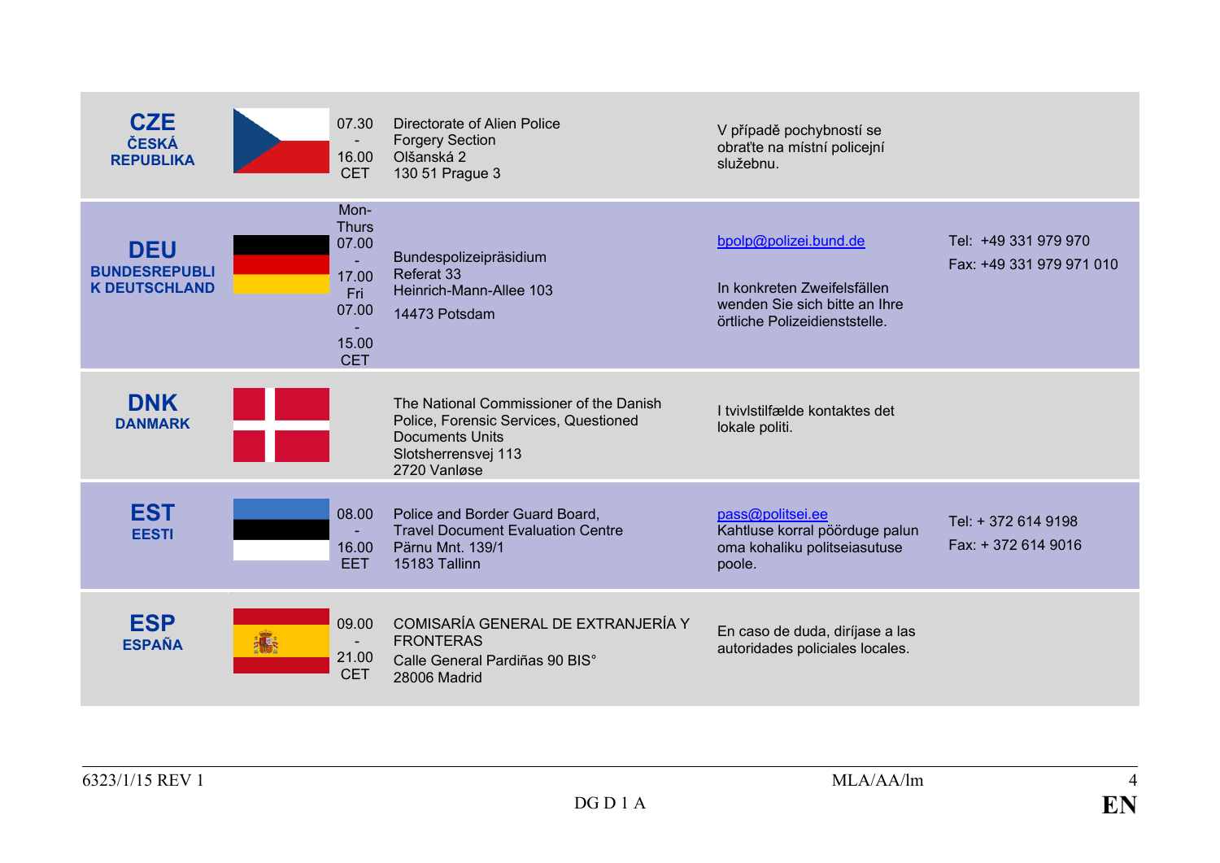| | | | | | |
|---|---|---|---|---|---|
| **CZE** **ČESKÁ REPUBLIKA** | | 07.30 - 16.00 CET | Directorate of Alien Police<br>Forgery Section<br>Olšanská 2<br>130 51 Prague 3 | V případě pochybností se obraťte na místní policejní služebnu. | |
| **DEU** **BUNDESREPUBLIK DEUTSCHLAND** | | Mon-Thurs 07.00 - 17.00 Fri 07.00 - 15.00 CET | Bundespolizeipräsidium<br>Referat 33<br>Heinrich-Mann-Allee 103<br>14473 Potsdam | bpolp@polizei.bund.de<br><br>In konkreten Zweifelsfällen wenden Sie sich bitte an Ihre örtliche Polizeidienststelle. | Tel: +49 331 979 970<br>Fax: +49 331 979 971 010 |
| **DNK** **DANMARK** | | | The National Commissioner of the Danish Police, Forensic Services, Questioned Documents Units<br>Slotsherrensvej 113<br>2720 Vanløse | I tvivlstilfælde kontaktes det lokale politi. | |
| **EST** **EESTI** | | 08.00 - 16.00 EET | Police and Border Guard Board,<br>Travel Document Evaluation Centre<br>Pärnu Mnt. 139/1<br>15183 Tallinn | pass@politsei.ee<br>Kahtluse korral pöörduge palun oma kohaliku politseiasutuse poole. | Tel: + 372 614 9198<br>Fax: + 372 614 9016 |
| **ESP** **ESPAÑA** | | 09.00 - 21.00 CET | COMISARÍA GENERAL DE EXTRANJERÍA Y FRONTERAS<br>Calle General Pardiñas 90 BIS°<br>28006 Madrid | En caso de duda, diríjase a las autoridades policiales locales. | |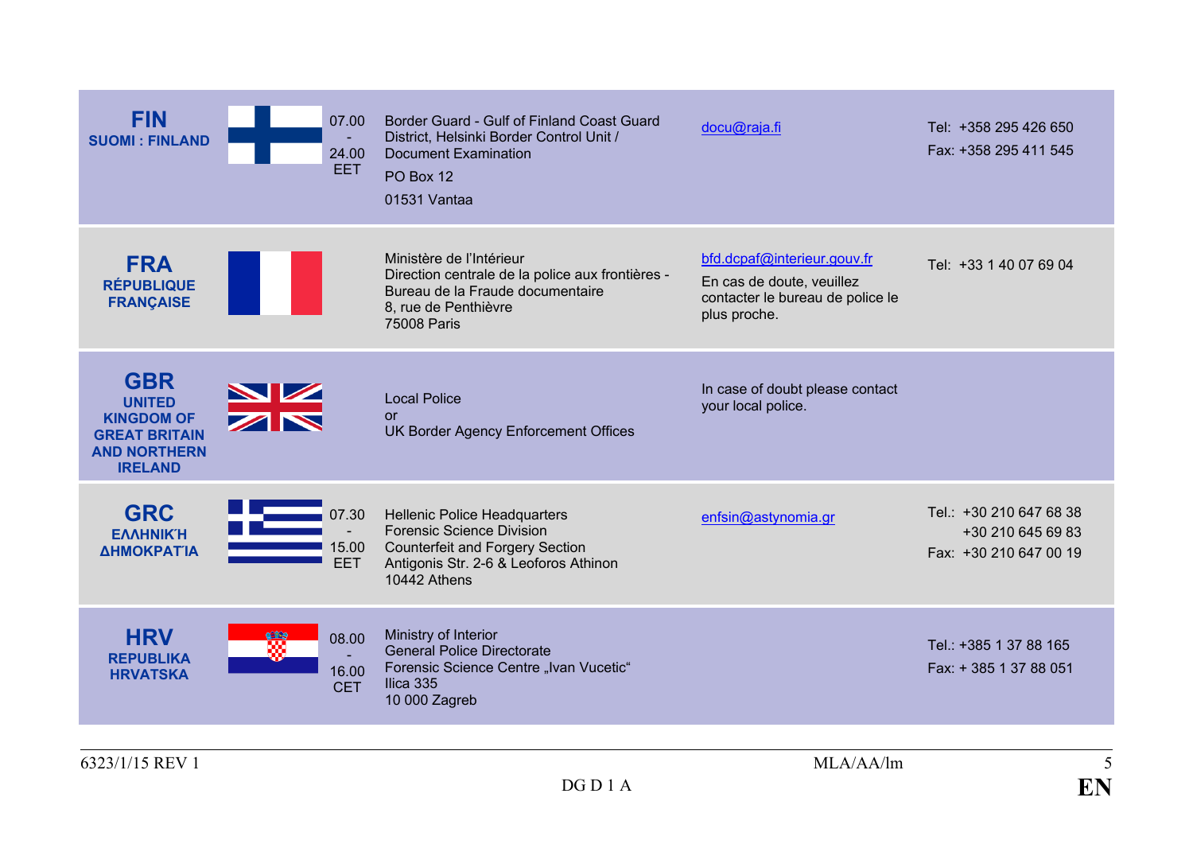| Country | Flag | Hours | Address | E-mail | Tel./Fax |
|---|---|---|---|---|---|
| **FIN** SUOMI : FINLAND | | 07.00 - 24.00 EET | Border Guard - Gulf of Finland Coast Guard District, Helsinki Border Control Unit / Document Examination<br>PO Box 12<br>01531 Vantaa | docu@raja.fi | Tel: +358 295 426 650<br>Fax: +358 295 411 545 |
| **FRA** RÉPUBLIQUE FRANÇAISE | | | Ministère de l'Intérieur<br>Direction centrale de la police aux frontières - Bureau de la Fraude documentaire<br>8, rue de Penthièvre<br>75008 Paris | bfd.dcpaf@interieur.gouv.fr<br>En cas de doute, veuillez contacter le bureau de police le plus proche. | Tel: +33 1 40 07 69 04 |
| **GBR** UNITED KINGDOM OF GREAT BRITAIN AND NORTHERN IRELAND | | | Local Police<br>or<br>UK Border Agency Enforcement Offices | In case of doubt please contact your local police. | |
| **GRC** ΕΛΛΗΝΙΚΉ ΔΗΜΟΚΡΑΤΊΑ | | 07.30 - 15.00 EET | Hellenic Police Headquarters<br>Forensic Science Division<br>Counterfeit and Forgery Section<br>Antigonis Str. 2-6 & Leoforos Athinon<br>10442 Athens | enfsin@astynomia.gr | Tel.: +30 210 647 68 38<br>+30 210 645 69 83<br>Fax: +30 210 647 00 19 |
| **HRV** REPUBLIKA HRVATSKA | | 08.00 - 16.00 CET | Ministry of Interior<br>General Police Directorate<br>Forensic Science Centre „Ivan Vucetic"<br>Ilica 335<br>10 000 Zagreb | | Tel.: +385 1 37 88 165<br>Fax: + 385 1 37 88 051 |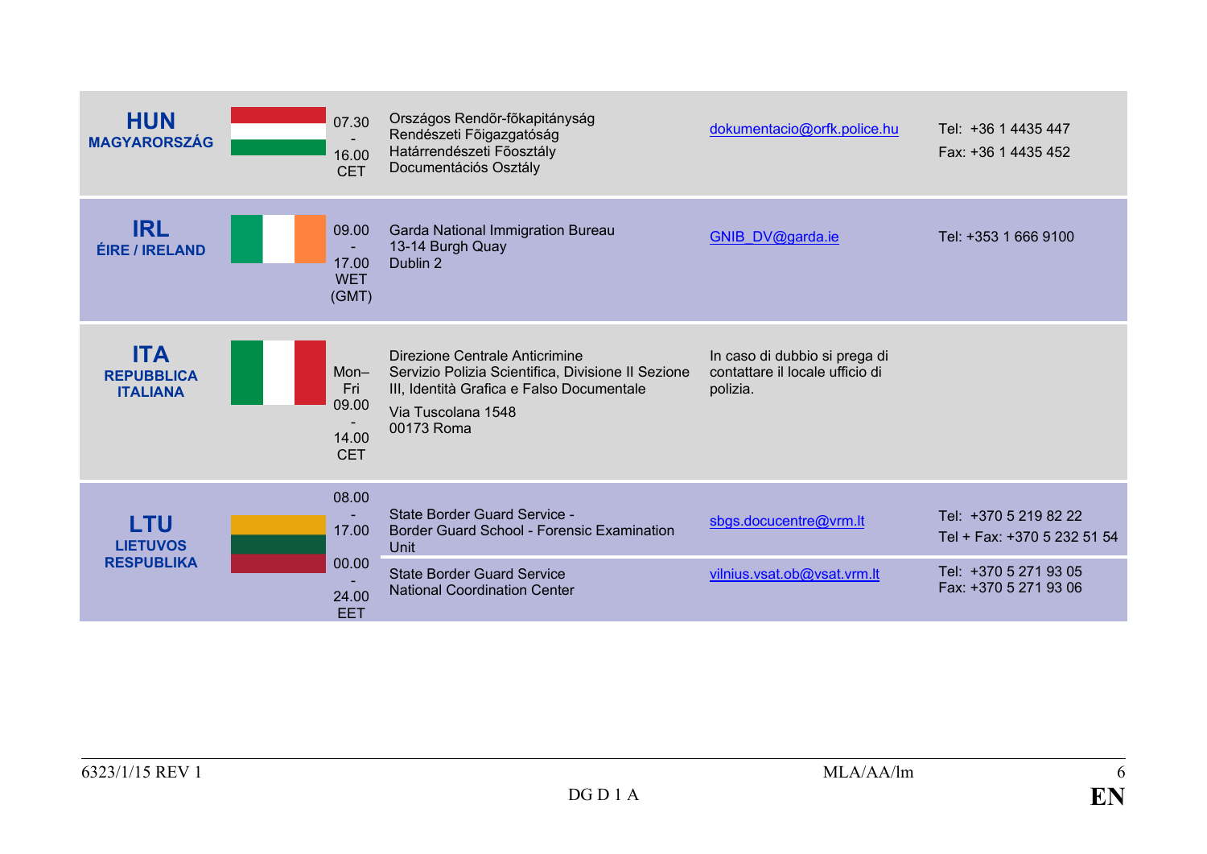| | | | | | |
|---|---|---|---|---|---|
| **HUN** **MAGYARORSZÁG** | | 07.30 - 16.00 CET | Országos Rendőr-főkapitányság Rendészeti Főigazgatóság Határrendészeti Főosztály Documentációs Osztály | dokumentacio@orfk.police.hu | Tel: +36 1 4435 447 Fax: +36 1 4435 452 |
| **IRL** **ÉIRE / IRELAND** | | 09.00 - 17.00 WET (GMT) | Garda National Immigration Bureau 13-14 Burgh Quay Dublin 2 | GNIB_DV@garda.ie | Tel: +353 1 666 9100 |
| **ITA** **REPUBBLICA ITALIANA** | | Mon–Fri 09.00 - 14.00 CET | Direzione Centrale Anticrimine Servizio Polizia Scientifica, Divisione II Sezione III, Identità Grafica e Falso Documentale Via Tuscolana 1548 00173 Roma | In caso di dubbio si prega di contattare il locale ufficio di polizia. | |
| **LTU** **LIETUVOS RESPUBLIKA** | | 08.00 - 17.00 | State Border Guard Service - Border Guard School - Forensic Examination Unit | sbgs.docucentre@vrm.lt | Tel: +370 5 219 82 22 Tel + Fax: +370 5 232 51 54 |
| | | 00.00 - 24.00 EET | State Border Guard Service National Coordination Center | vilnius.vsat.ob@vsat.vrm.lt | Tel: +370 5 271 93 05 Fax: +370 5 271 93 06 |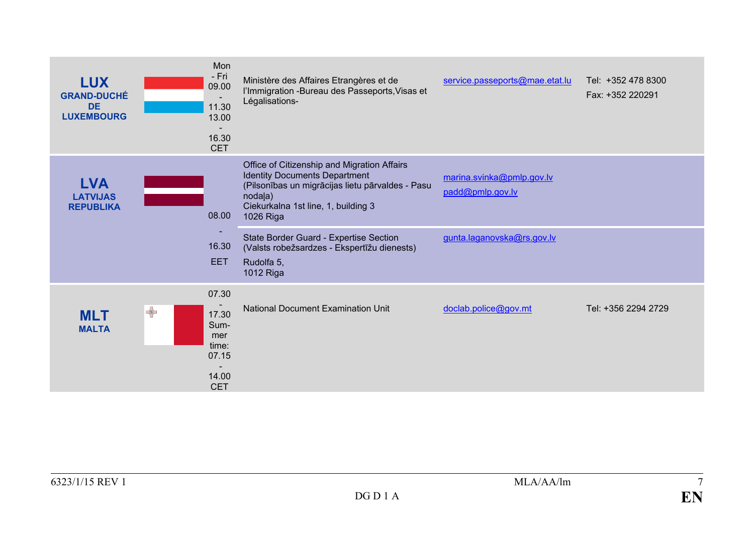| | | | | | |
|---|---|---|---|---|---|
| **LUX** **GRAND-DUCHÉ DE LUXEMBOURG** | | Mon - Fri 09.00 - 11.30 13.00 - 16.30 CET | Ministère des Affaires Etrangères et de l'Immigration -Bureau des Passeports,Visas et Légalisations- | service.passeports@mae.etat.lu | Tel: +352 478 8300 Fax: +352 220291 |
| **LVA** **LATVIJAS REPUBLIKA** | | 08.00 - 16.30 EET | Office of Citizenship and Migration Affairs Identity Documents Department (Pilsonības un migrācijas lietu pārvaldes - Pasu nodaļa) Ciekurkalna 1st line, 1, building 3 1026 Riga | marina.svinka@pmlp.gov.lv padd@pmlp.gov.lv | |
| | | | State Border Guard - Expertise Section (Valsts robežsardzes - Ekspertīžu dienests) Rudolfa 5, 1012 Riga | gunta.laganovska@rs.gov.lv | |
| **MLT** **MALTA** | | 07.30 - 17.30 Summer time: 07.15 - 14.00 CET | National Document Examination Unit | doclab.police@gov.mt | Tel: +356 2294 2729 |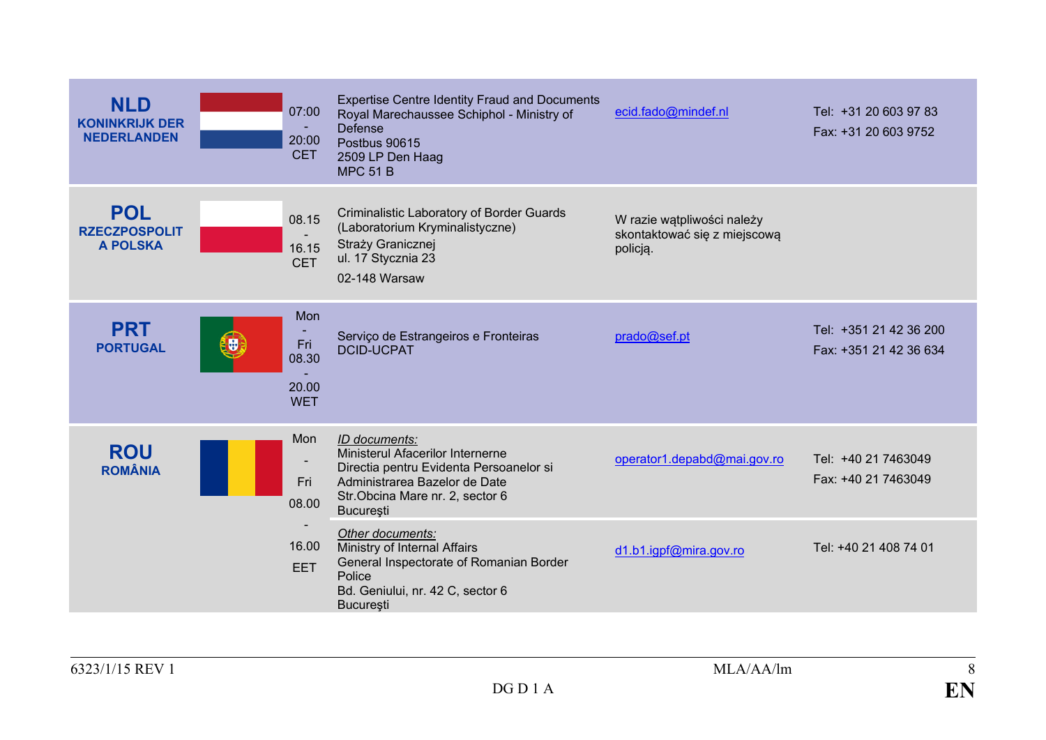| Country | Flag | Hours | Institution | E-mail | Phone |
|---|---|---|---|---|---|
| **NLD** KONINKRIJK DER NEDERLANDEN | | 07:00 - 20:00 CET | Expertise Centre Identity Fraud and Documents<br>Royal Marechaussee Schiphol - Ministry of Defense<br>Postbus 90615<br>2509 LP Den Haag<br>MPC 51 B | ecid.fado@mindef.nl | Tel: +31 20 603 97 83<br>Fax: +31 20 603 9752 |
| **POL** RZECZPOSPOLITA POLSKA | | 08.15 - 16.15 CET | Criminalistic Laboratory of Border Guards (Laboratorium Kryminalistyczne)<br>Straży Granicznej<br>ul. 17 Stycznia 23<br>02-148 Warsaw | W razie wątpliwości należy skontaktować się z miejscową policją. | |
| **PRT** PORTUGAL | | Mon - Fri 08.30 - 20.00 WET | Serviço de Estrangeiros e Fronteiras<br>DCID-UCPAT | prado@sef.pt | Tel: +351 21 42 36 200<br>Fax: +351 21 42 36 634 |
| **ROU** ROMÂNIA | | Mon - Fri 08.00 - 16.00 EET | *ID documents:*<br>Ministerul Afacerilor Interne<br>Directia pentru Evidenta Persoanelor si Administrarea Bazelor de Date<br>Str.Obcina Mare nr. 2, sector 6<br>Bucureşti | operator1.depabd@mai.gov.ro | Tel: +40 21 7463049<br>Fax: +40 21 7463049 |
| | | | *Other documents:*<br>Ministry of Internal Affairs<br>General Inspectorate of Romanian Border Police<br>Bd. Geniului, nr. 42 C, sector 6<br>Bucureşti | d1.b1.igpf@mira.gov.ro | Tel: +40 21 408 74 01 |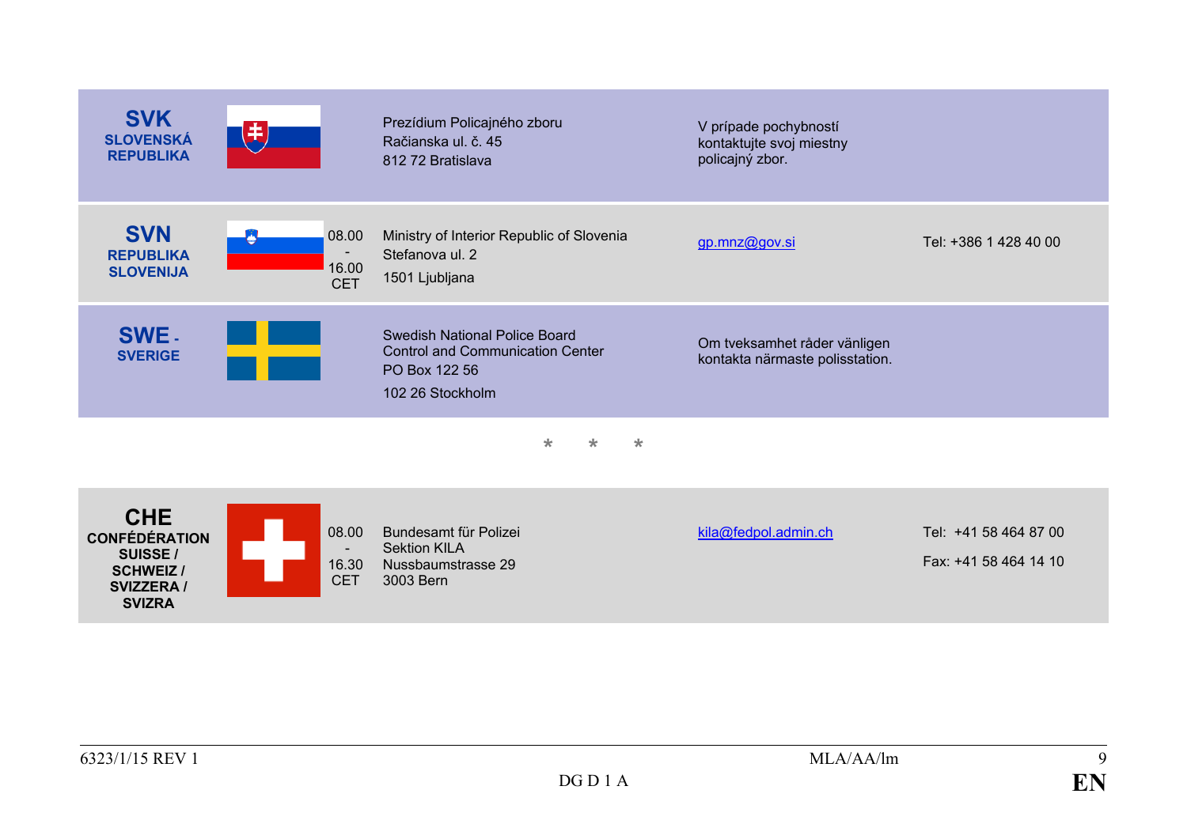| | | | | | |
|---|---|---|---|---|---|
| **SVK** **SLOVENSKÁ REPUBLIKA** | | | Prezídium Policajného zboru<br>Račianska ul. č. 45<br>812 72 Bratislava | V prípade pochybností kontaktujte svoj miestny policajný zbor. | |
| **SVN** **REPUBLIKA SLOVENIJA** | | 08.00 - 16.00 CET | Ministry of Interior Republic of Slovenia<br>Stefanova ul. 2<br>1501 Ljubljana | gp.mnz@gov.si | Tel: +386 1 428 40 00 |
| **SWE - SVERIGE** | | | Swedish National Police Board<br>Control and Communication Center<br>PO Box 122 56<br>102 26 Stockholm | Om tveksamhet råder vänligen kontakta närmaste polisstation. | |

\* \* \*

| | | | | | |
|---|---|---|---|---|---|
| **CHE** **CONFÉDÉRATION SUISSE / SCHWEIZ / SVIZZERA / SVIZRA** | | 08.00 - 16.30 CET | Bundesamt für Polizei<br>Sektion KILA<br>Nussbaumstrasse 29<br>3003 Bern | kila@fedpol.admin.ch | Tel: +41 58 464 87 00<br>Fax: +41 58 464 14 10 |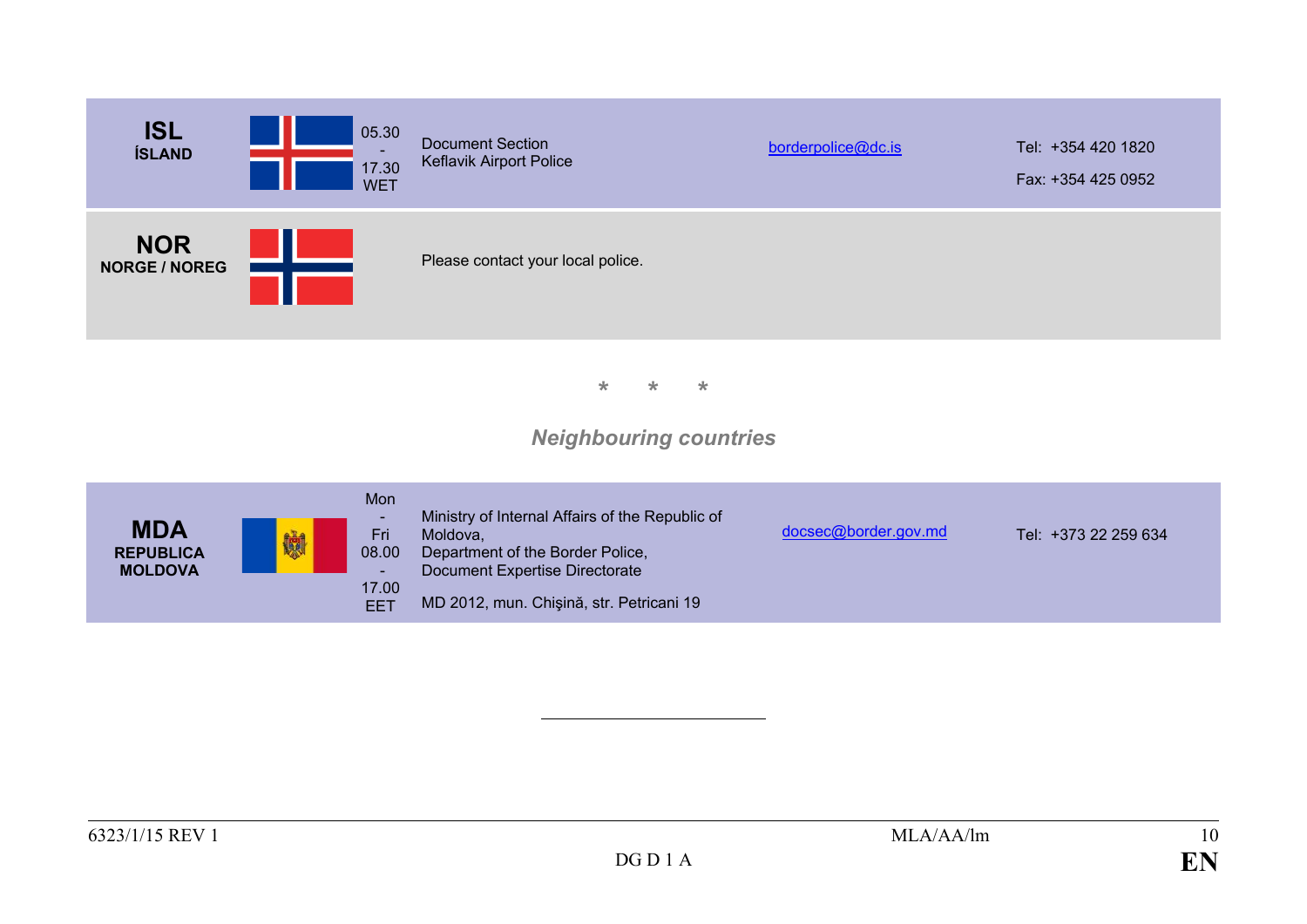| | | | | | |
|---|---|---|---|---|---|
| **ISL** **ÍSLAND** | | 05.30 - 17.30 WET | Document Section Keflavik Airport Police | borderpolice@dc.is | Tel: +354 420 1820 Fax: +354 425 0952 |
| **NOR** **NORGE / NOREG** | | | Please contact your local police. | | |

\* \* \*

### *Neighbouring countries*

| | | | | | |
|---|---|---|---|---|---|
| **MDA** **REPUBLICA MOLDOVA** | | Mon - Fri 08.00 - 17.00 EET | Ministry of Internal Affairs of the Republic of Moldova, Department of the Border Police, Document Expertise Directorate MD 2012, mun. Chişină, str. Petricani 19 | docsec@border.gov.md | Tel: +373 22 259 634 |